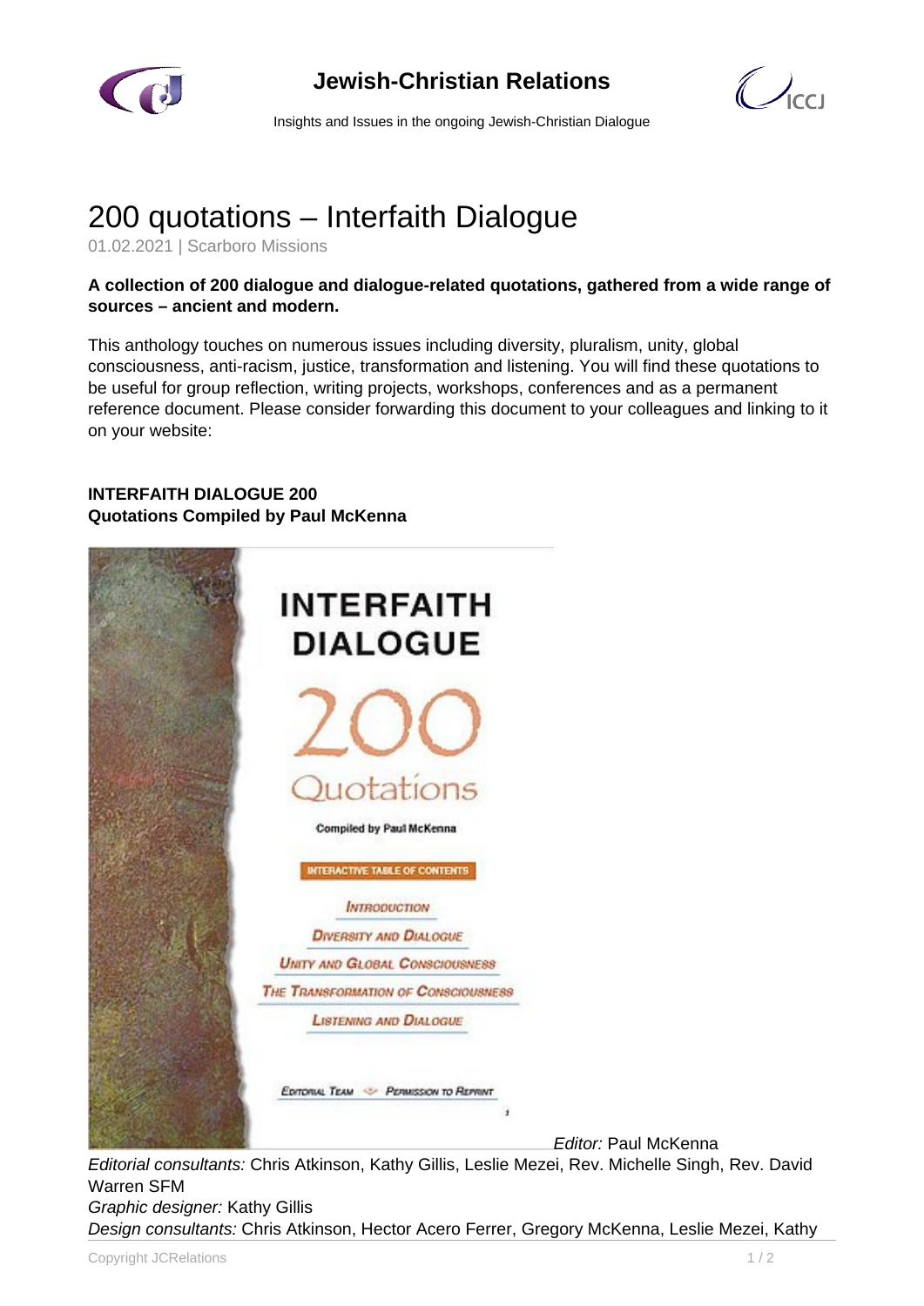# 200 quotations – Interfaith Dialogue

01.02.2021 | Scarboro Missions

**A collection of 200 dialogue and dialogue-related quotations, gathered from a wide range of sources – ancient and modern.**

This anthology touches on numerous issues including diversity, pluralism, unity, global consciousness, anti-racism, justice, transformation and listening. You will find these quotations to be useful for group reflection, writing projects, workshops, conferences and as a permanent reference document. Please consider forwarding this document to your colleagues and linking to it on your website:

**INTERFAITH DIALOGUE 200**
**Quotations Compiled by Paul McKenna**

INTERFAITH DIALOGUE

200 Quotations

Compiled by Paul McKenna

INTERACTIVE TABLE OF CONTENTS

Introduction

Diversity and Dialogue

Unity and Global Consciousness

The Transformation of Consciousness

Listening and Dialogue

Editorial Team — Permission to Reprint

*Editor:* Paul McKenna
*Editorial consultants:* Chris Atkinson, Kathy Gillis, Leslie Mezei, Rev. Michelle Singh, Rev. David Warren SFM
*Graphic designer:* Kathy Gillis
*Design consultants:* Chris Atkinson, Hector Acero Ferrer, Gregory McKenna, Leslie Mezei, Kathy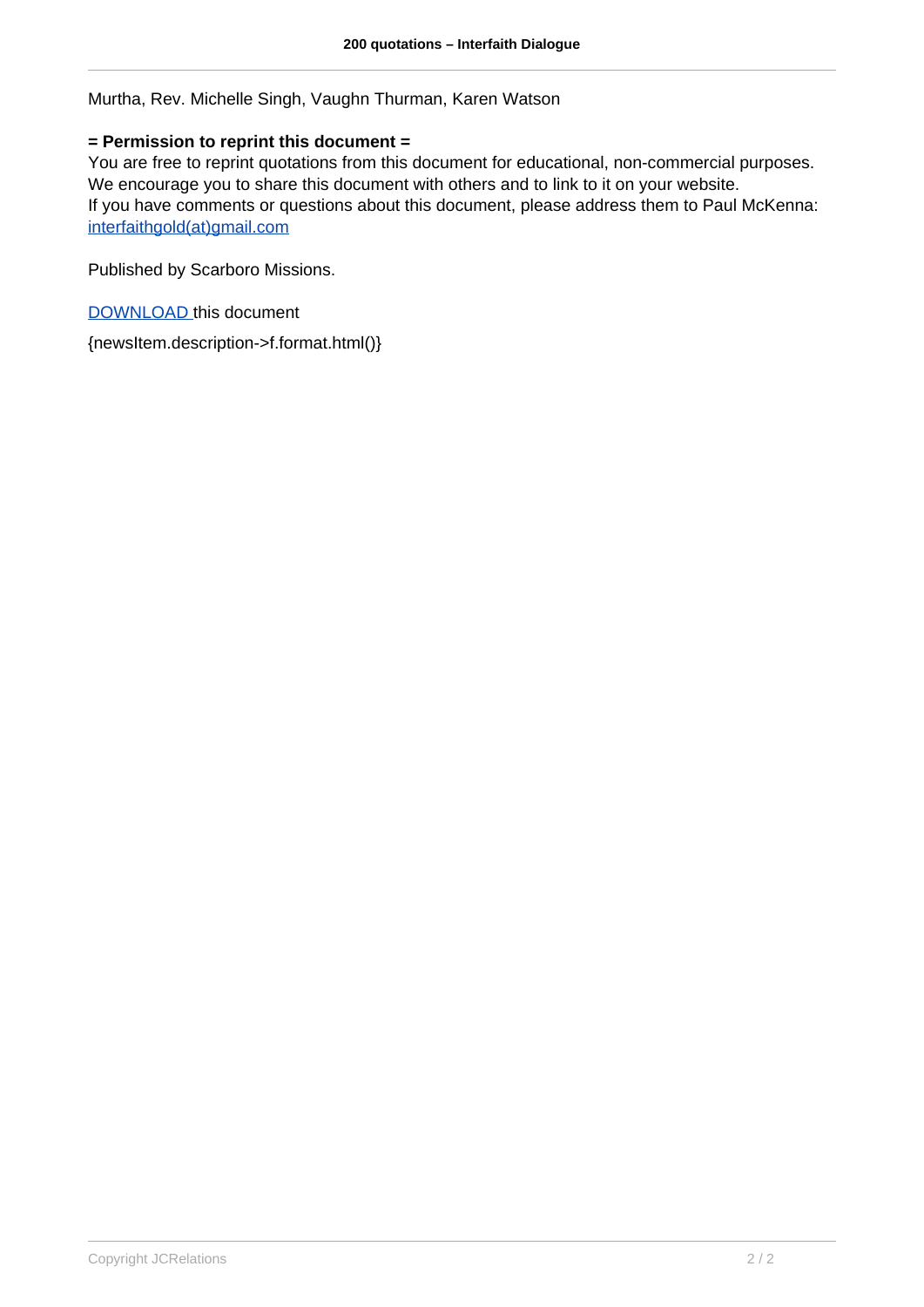Murtha, Rev. Michelle Singh, Vaughn Thurman, Karen Watson

**= Permission to reprint this document =**
You are free to reprint quotations from this document for educational, non-commercial purposes.
We encourage you to share this document with others and to link to it on your website.
If you have comments or questions about this document, please address them to Paul McKenna: interfaithgold(at)gmail.com

Published by Scarboro Missions.

DOWNLOAD this document

{newsItem.description->f.format.html()}